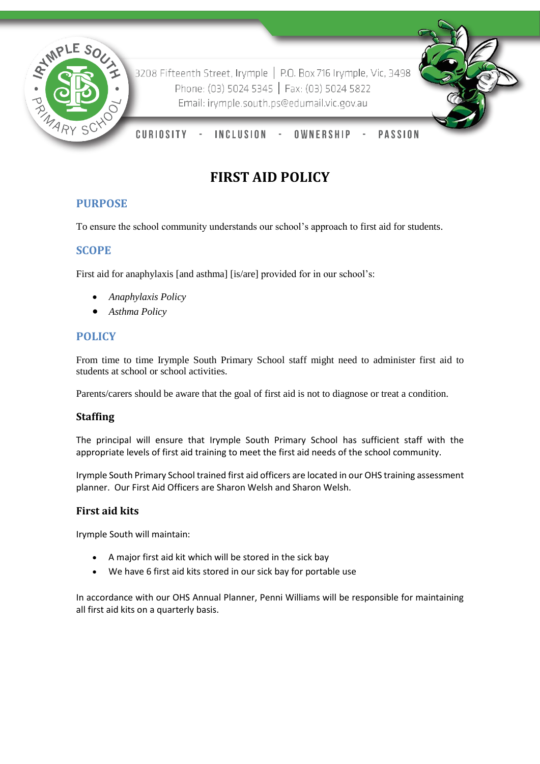3208 Fifteenth Street, Irymple | P.O. Box 716 Irymple, Vic, 3498
Phone: (03) 5024 5345 | Fax: (03) 5024 5822
Email: irymple.south.ps@edumail.vic.gov.au

CURIOSITY - INCLUSION - OWNERSHIP - PASSION

# FIRST AID POLICY

## PURPOSE

To ensure the school community understands our school's approach to first aid for students.

## SCOPE

First aid for anaphylaxis [and asthma] [is/are] provided for in our school's:

- *Anaphylaxis Policy*
- *Asthma Policy*

## POLICY

From time to time Irymple South Primary School staff might need to administer first aid to students at school or school activities.

Parents/carers should be aware that the goal of first aid is not to diagnose or treat a condition.

### Staffing

The principal will ensure that Irymple South Primary School has sufficient staff with the appropriate levels of first aid training to meet the first aid needs of the school community.

Irymple South Primary School trained first aid officers are located in our OHS training assessment planner. Our First Aid Officers are Sharon Welsh and Sharon Welsh.

### First aid kits

Irymple South will maintain:

- A major first aid kit which will be stored in the sick bay
- We have 6 first aid kits stored in our sick bay for portable use

In accordance with our OHS Annual Planner, Penni Williams will be responsible for maintaining all first aid kits on a quarterly basis.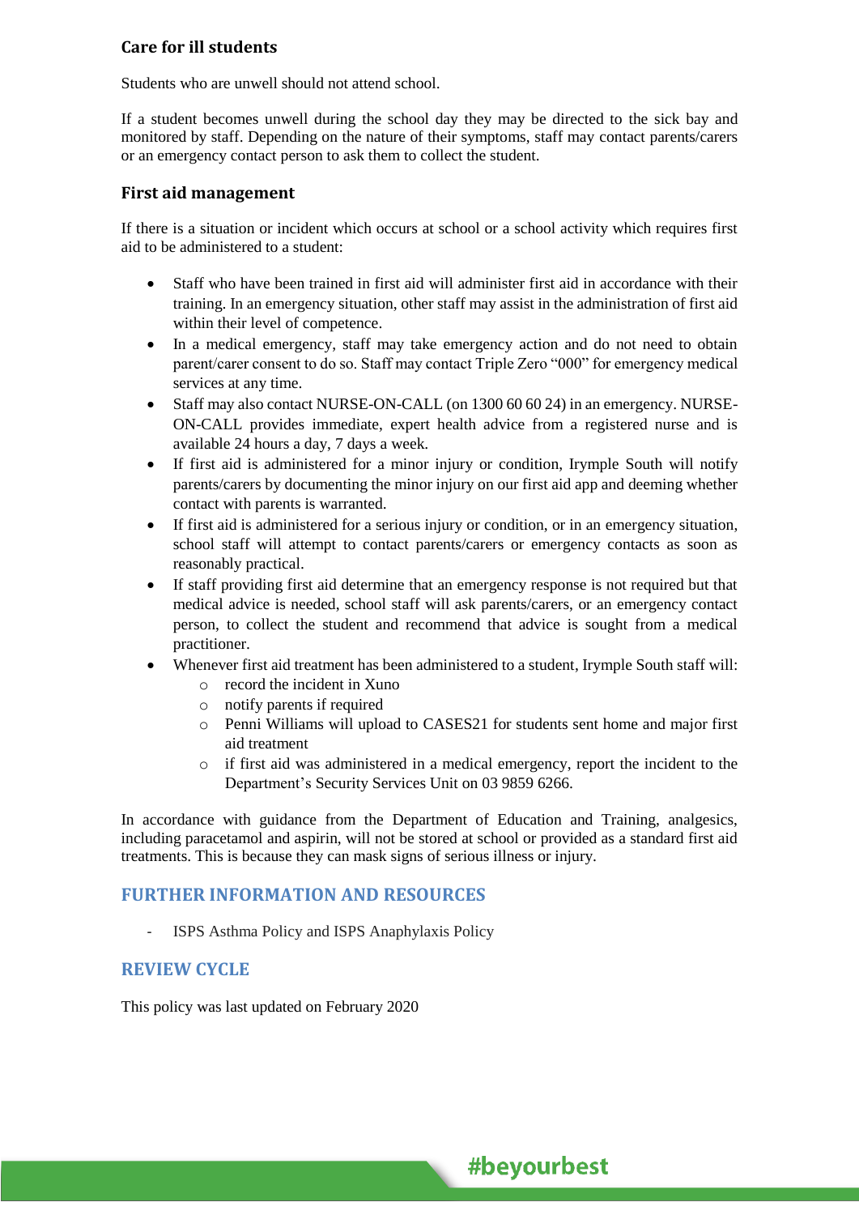### Care for ill students

Students who are unwell should not attend school.

If a student becomes unwell during the school day they may be directed to the sick bay and monitored by staff. Depending on the nature of their symptoms, staff may contact parents/carers or an emergency contact person to ask them to collect the student.

### First aid management

If there is a situation or incident which occurs at school or a school activity which requires first aid to be administered to a student:

- Staff who have been trained in first aid will administer first aid in accordance with their training. In an emergency situation, other staff may assist in the administration of first aid within their level of competence.
- In a medical emergency, staff may take emergency action and do not need to obtain parent/carer consent to do so. Staff may contact Triple Zero "000" for emergency medical services at any time.
- Staff may also contact NURSE-ON-CALL (on 1300 60 60 24) in an emergency. NURSE-ON-CALL provides immediate, expert health advice from a registered nurse and is available 24 hours a day, 7 days a week.
- If first aid is administered for a minor injury or condition, Irymple South will notify parents/carers by documenting the minor injury on our first aid app and deeming whether contact with parents is warranted.
- If first aid is administered for a serious injury or condition, or in an emergency situation, school staff will attempt to contact parents/carers or emergency contacts as soon as reasonably practical.
- If staff providing first aid determine that an emergency response is not required but that medical advice is needed, school staff will ask parents/carers, or an emergency contact person, to collect the student and recommend that advice is sought from a medical practitioner.
- Whenever first aid treatment has been administered to a student, Irymple South staff will:
  - record the incident in Xuno
  - notify parents if required
  - Penni Williams will upload to CASES21 for students sent home and major first aid treatment
  - if first aid was administered in a medical emergency, report the incident to the Department's Security Services Unit on 03 9859 6266.

In accordance with guidance from the Department of Education and Training, analgesics, including paracetamol and aspirin, will not be stored at school or provided as a standard first aid treatments. This is because they can mask signs of serious illness or injury.

## FURTHER INFORMATION AND RESOURCES

- ISPS Asthma Policy and ISPS Anaphylaxis Policy

## REVIEW CYCLE

This policy was last updated on February 2020